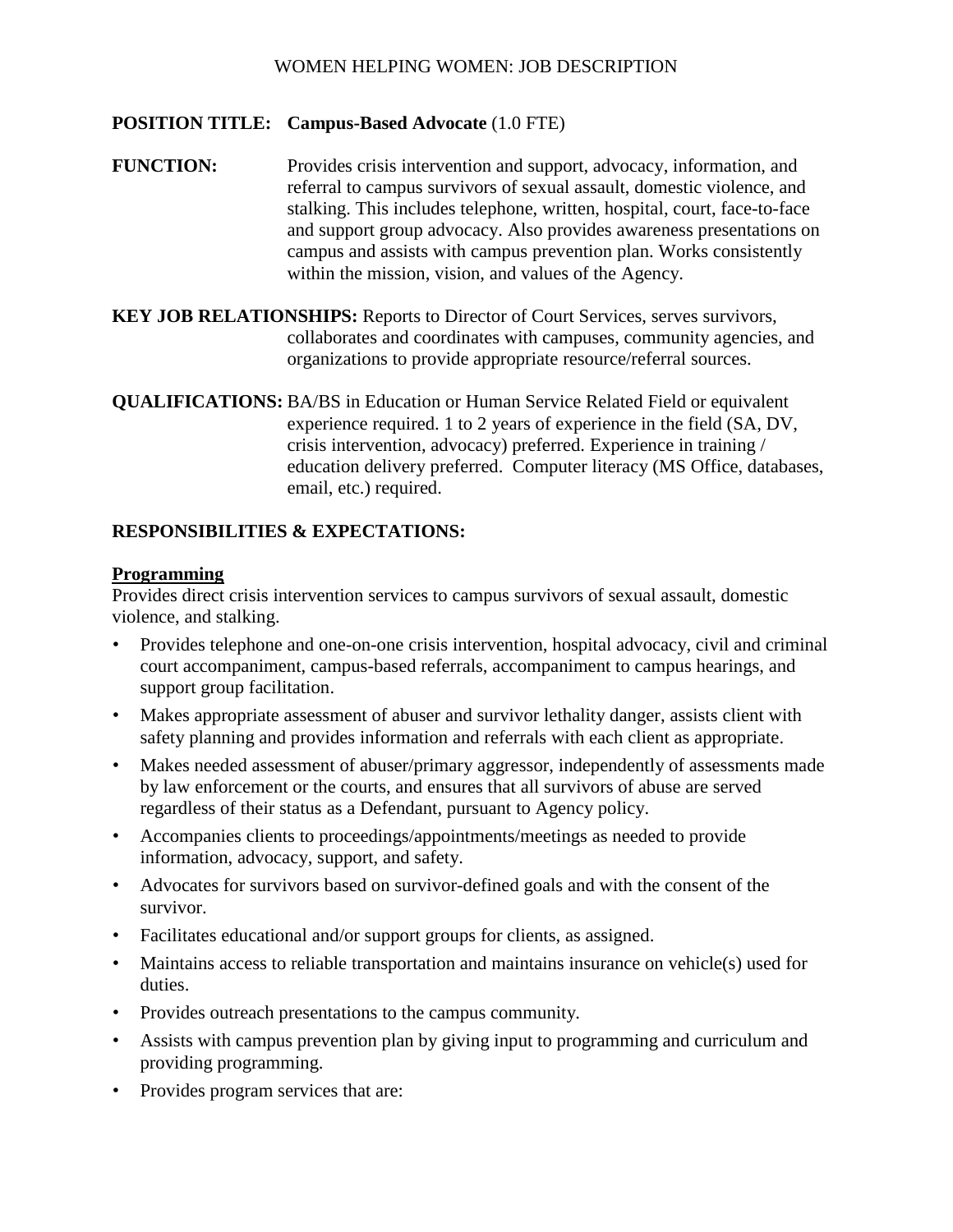WOMEN HELPING WOMEN: JOB DESCRIPTION

**POSITION TITLE:** **Campus-Based Advocate** (1.0 FTE)

**FUNCTION:** Provides crisis intervention and support, advocacy, information, and referral to campus survivors of sexual assault, domestic violence, and stalking. This includes telephone, written, hospital, court, face-to-face and support group advocacy. Also provides awareness presentations on campus and assists with campus prevention plan. Works consistently within the mission, vision, and values of the Agency.

**KEY JOB RELATIONSHIPS:** Reports to Director of Court Services, serves survivors, collaborates and coordinates with campuses, community agencies, and organizations to provide appropriate resource/referral sources.

**QUALIFICATIONS:** BA/BS in Education or Human Service Related Field or equivalent experience required. 1 to 2 years of experience in the field (SA, DV, crisis intervention, advocacy) preferred. Experience in training / education delivery preferred. Computer literacy (MS Office, databases, email, etc.) required.

## RESPONSIBILITIES & EXPECTATIONS:

### Programming

Provides direct crisis intervention services to campus survivors of sexual assault, domestic violence, and stalking.

- Provides telephone and one-on-one crisis intervention, hospital advocacy, civil and criminal court accompaniment, campus-based referrals, accompaniment to campus hearings, and support group facilitation.
- Makes appropriate assessment of abuser and survivor lethality danger, assists client with safety planning and provides information and referrals with each client as appropriate.
- Makes needed assessment of abuser/primary aggressor, independently of assessments made by law enforcement or the courts, and ensures that all survivors of abuse are served regardless of their status as a Defendant, pursuant to Agency policy.
- Accompanies clients to proceedings/appointments/meetings as needed to provide information, advocacy, support, and safety.
- Advocates for survivors based on survivor-defined goals and with the consent of the survivor.
- Facilitates educational and/or support groups for clients, as assigned.
- Maintains access to reliable transportation and maintains insurance on vehicle(s) used for duties.
- Provides outreach presentations to the campus community.
- Assists with campus prevention plan by giving input to programming and curriculum and providing programming.
- Provides program services that are: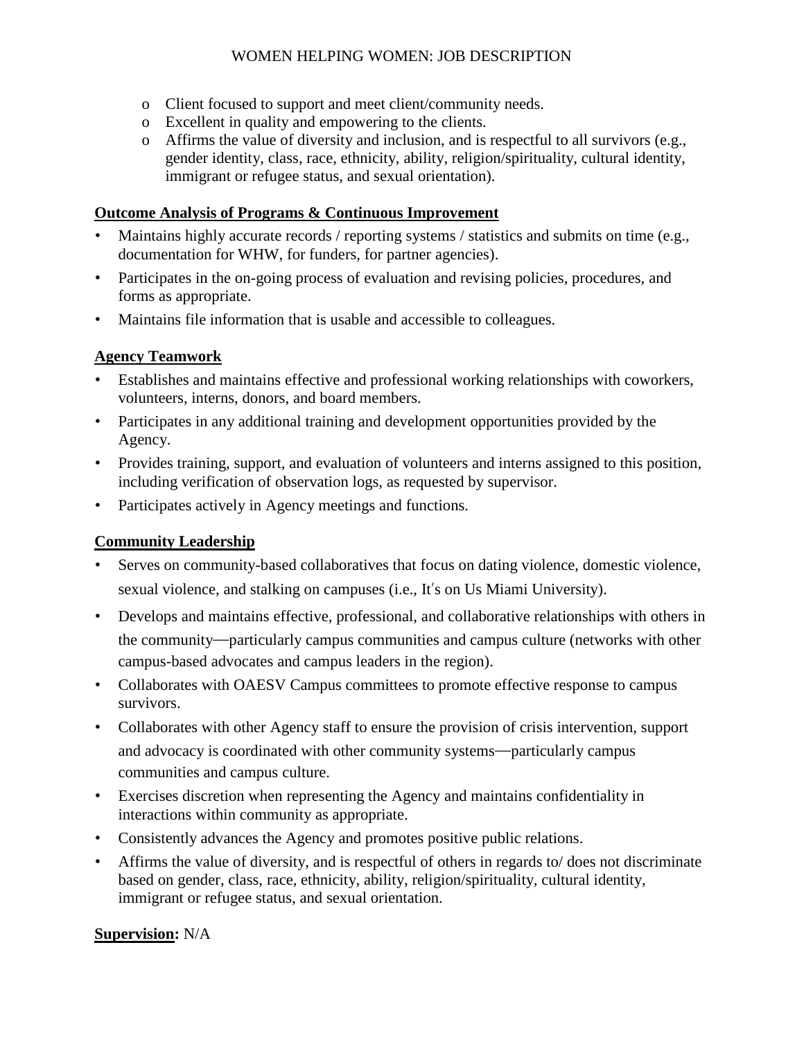- Client focused to support and meet client/community needs.
  - Excellent in quality and empowering to the clients.
  - Affirms the value of diversity and inclusion, and is respectful to all survivors (e.g., gender identity, class, race, ethnicity, ability, religion/spirituality, cultural identity, immigrant or refugee status, and sexual orientation).

**Outcome Analysis of Programs & Continuous Improvement**

- Maintains highly accurate records / reporting systems / statistics and submits on time (e.g., documentation for WHW, for funders, for partner agencies).
- Participates in the on-going process of evaluation and revising policies, procedures, and forms as appropriate.
- Maintains file information that is usable and accessible to colleagues.

**Agency Teamwork**

- Establishes and maintains effective and professional working relationships with coworkers, volunteers, interns, donors, and board members.
- Participates in any additional training and development opportunities provided by the Agency.
- Provides training, support, and evaluation of volunteers and interns assigned to this position, including verification of observation logs, as requested by supervisor.
- Participates actively in Agency meetings and functions.

**Community Leadership**

- Serves on community-based collaboratives that focus on dating violence, domestic violence, sexual violence, and stalking on campuses (i.e., It′s on Us Miami University).
- Develops and maintains effective, professional, and collaborative relationships with others in the community—particularly campus communities and campus culture (networks with other campus-based advocates and campus leaders in the region).
- Collaborates with OAESV Campus committees to promote effective response to campus survivors.
- Collaborates with other Agency staff to ensure the provision of crisis intervention, support and advocacy is coordinated with other community systems—particularly campus communities and campus culture.
- Exercises discretion when representing the Agency and maintains confidentiality in interactions within community as appropriate.
- Consistently advances the Agency and promotes positive public relations.
- Affirms the value of diversity, and is respectful of others in regards to/ does not discriminate based on gender, class, race, ethnicity, ability, religion/spirituality, cultural identity, immigrant or refugee status, and sexual orientation.

**Supervision:** N/A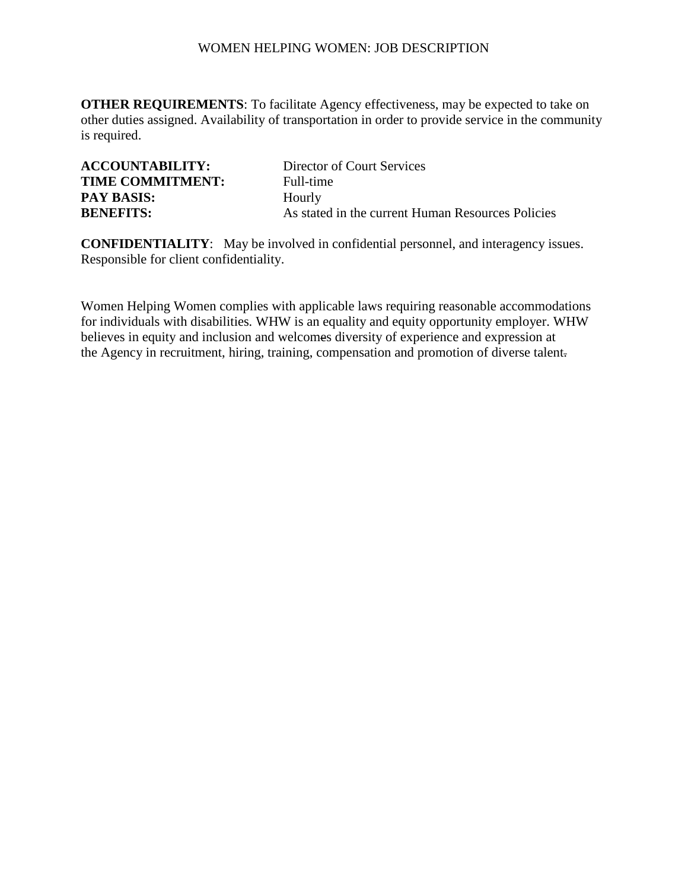**OTHER REQUIREMENTS**: To facilitate Agency effectiveness, may be expected to take on other duties assigned. Availability of transportation in order to provide service in the community is required.

| | |
|---|---|
| **ACCOUNTABILITY:** | Director of Court Services |
| **TIME COMMITMENT:** | Full-time |
| **PAY BASIS:** | Hourly |
| **BENEFITS:** | As stated in the current Human Resources Policies |

**CONFIDENTIALITY**: May be involved in confidential personnel, and interagency issues. Responsible for client confidentiality.

Women Helping Women complies with applicable laws requiring reasonable accommodations for individuals with disabilities. WHW is an equality and equity opportunity employer. WHW believes in equity and inclusion and welcomes diversity of experience and expression at the Agency in recruitment, hiring, training, compensation and promotion of diverse talent.